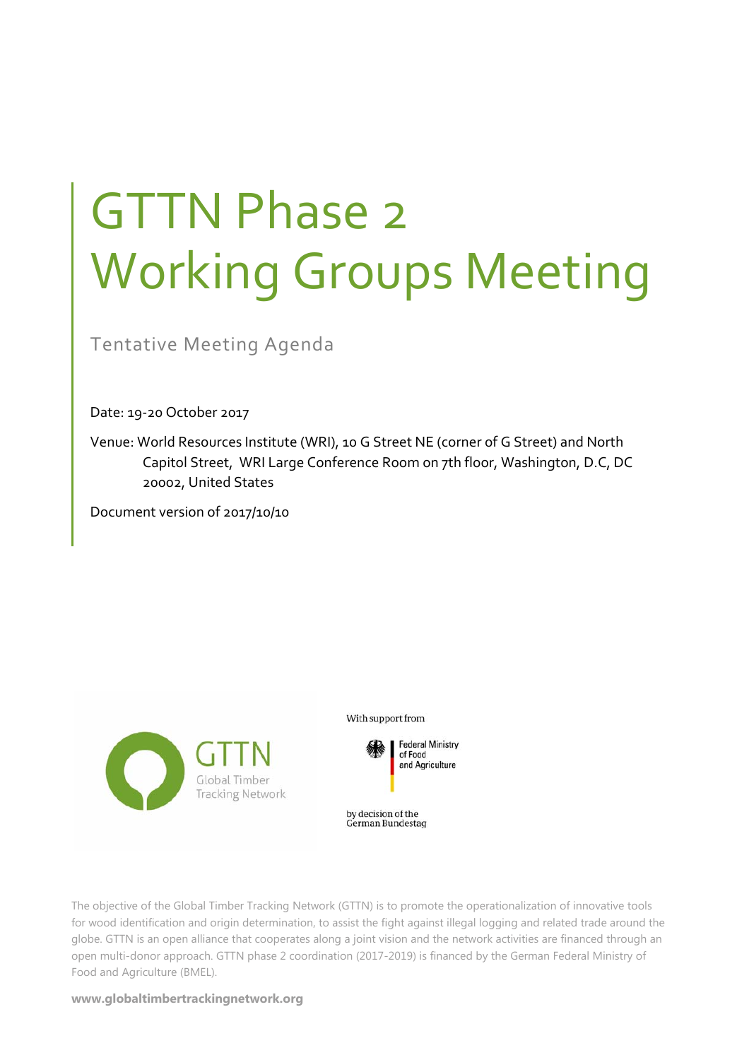# GTTN Phase 2 Working Groups Meeting

Tentative Meeting Agenda

Date: 19-20 October 2017

Venue: World Resources Institute (WRI), 10 G Street NE (corner of G Street) and North Capitol Street, WRI Large Conference Room on 7th floor, Washington, D.C, DC 20002, United States

Document version of 2017/10/10

GTTN
Global Timber Tracking Network

With support from

Federal Ministry of Food and Agriculture

by decision of the German Bundestag

The objective of the Global Timber Tracking Network (GTTN) is to promote the operationalization of innovative tools for wood identification and origin determination, to assist the fight against illegal logging and related trade around the globe. GTTN is an open alliance that cooperates along a joint vision and the network activities are financed through an open multi-donor approach. GTTN phase 2 coordination (2017-2019) is financed by the German Federal Ministry of Food and Agriculture (BMEL).

**www.globaltimbertrackingnetwork.org**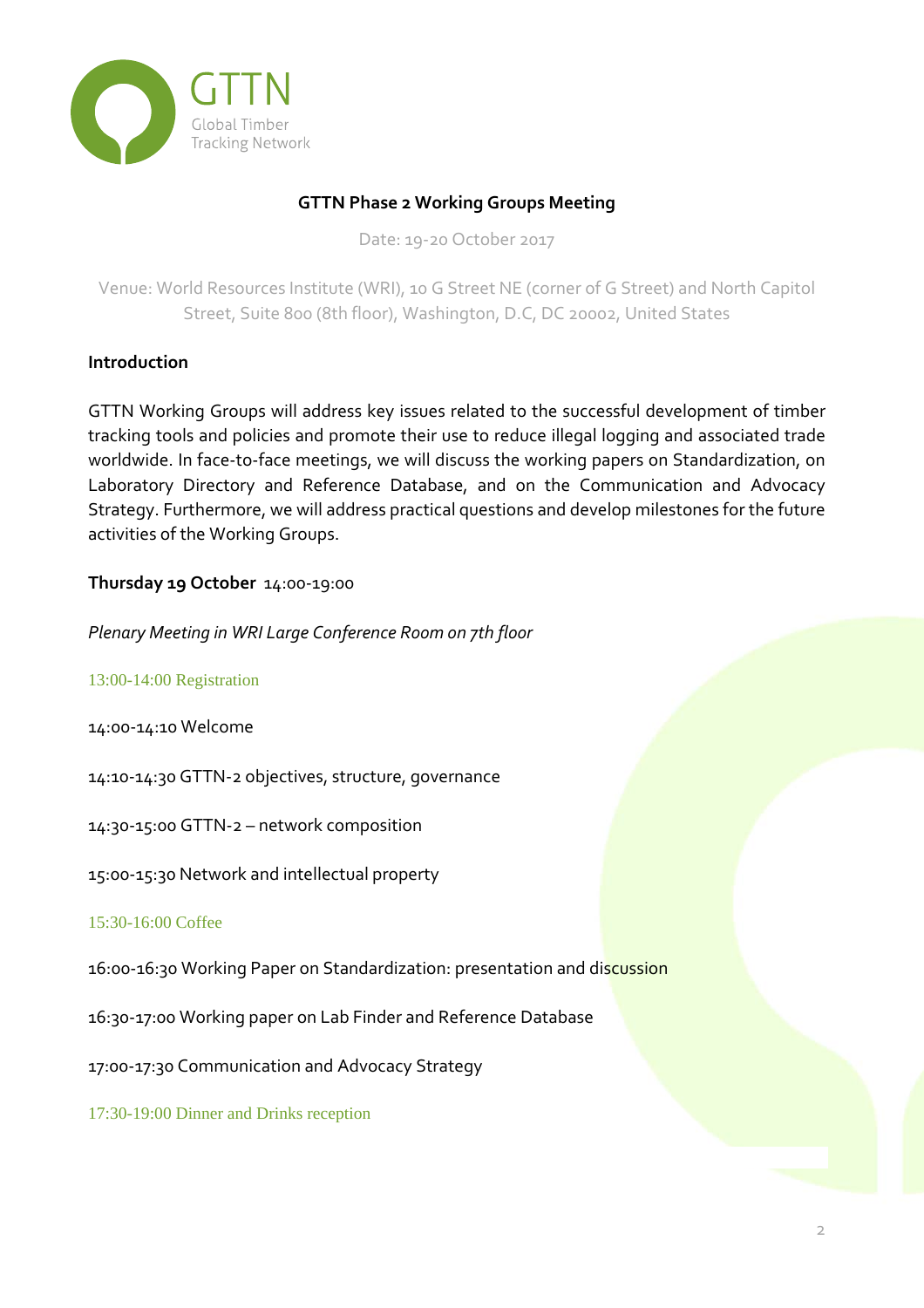GTTN

Global Timber Tracking Network

**GTTN Phase 2 Working Groups Meeting**

Date: 19-20 October 2017

Venue: World Resources Institute (WRI), 10 G Street NE (corner of G Street) and North Capitol Street, Suite 800 (8th floor), Washington, D.C, DC 20002, United States

## Introduction

GTTN Working Groups will address key issues related to the successful development of timber tracking tools and policies and promote their use to reduce illegal logging and associated trade worldwide. In face-to-face meetings, we will discuss the working papers on Standardization, on Laboratory Directory and Reference Database, and on the Communication and Advocacy Strategy. Furthermore, we will address practical questions and develop milestones for the future activities of the Working Groups.

**Thursday 19 October** 14:00-19:00

*Plenary Meeting in WRI Large Conference Room on 7th floor*

13:00-14:00 Registration

14:00-14:10 Welcome

14:10-14:30 GTTN-2 objectives, structure, governance

14:30-15:00 GTTN-2 – network composition

15:00-15:30 Network and intellectual property

15:30-16:00 Coffee

16:00-16:30 Working Paper on Standardization: presentation and discussion

16:30-17:00 Working paper on Lab Finder and Reference Database

17:00-17:30 Communication and Advocacy Strategy

17:30-19:00 Dinner and Drinks reception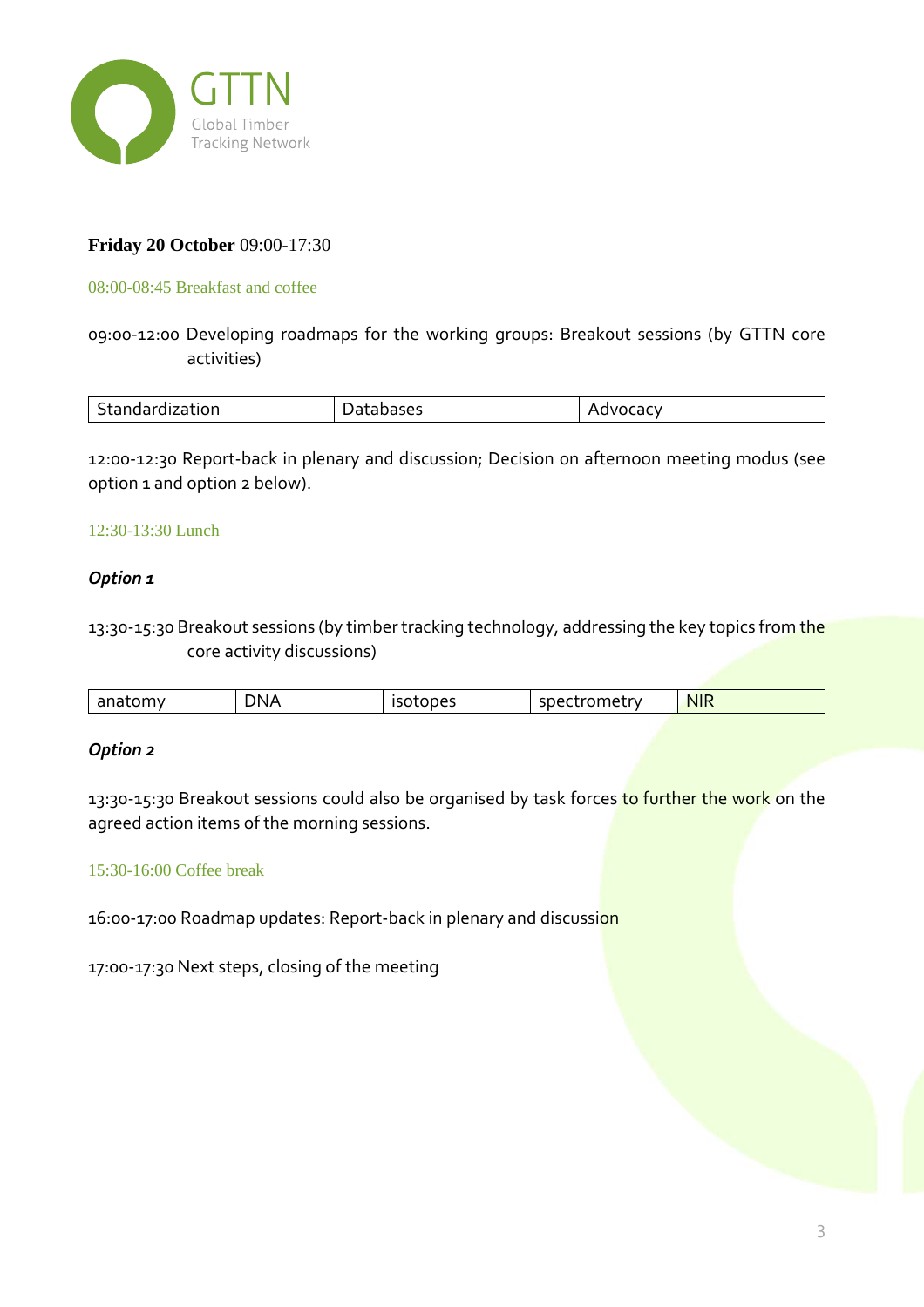**Friday 20 October** 09:00-17:30

08:00-08:45 Breakfast and coffee

09:00-12:00 Developing roadmaps for the working groups: Breakout sessions (by GTTN core activities)

| | | |
|---|---|---|
| Standardization | Databases | Advocacy |

12:00-12:30 Report-back in plenary and discussion; Decision on afternoon meeting modus (see option 1 and option 2 below).

12:30-13:30 Lunch

***Option 1***

13:30-15:30 Breakout sessions (by timber tracking technology, addressing the key topics from the core activity discussions)

| | | | | |
|---|---|---|---|---|
| anatomy | DNA | isotopes | spectrometry | NIR |

***Option 2***

13:30-15:30 Breakout sessions could also be organised by task forces to further the work on the agreed action items of the morning sessions.

15:30-16:00 Coffee break

16:00-17:00 Roadmap updates: Report-back in plenary and discussion

17:00-17:30 Next steps, closing of the meeting